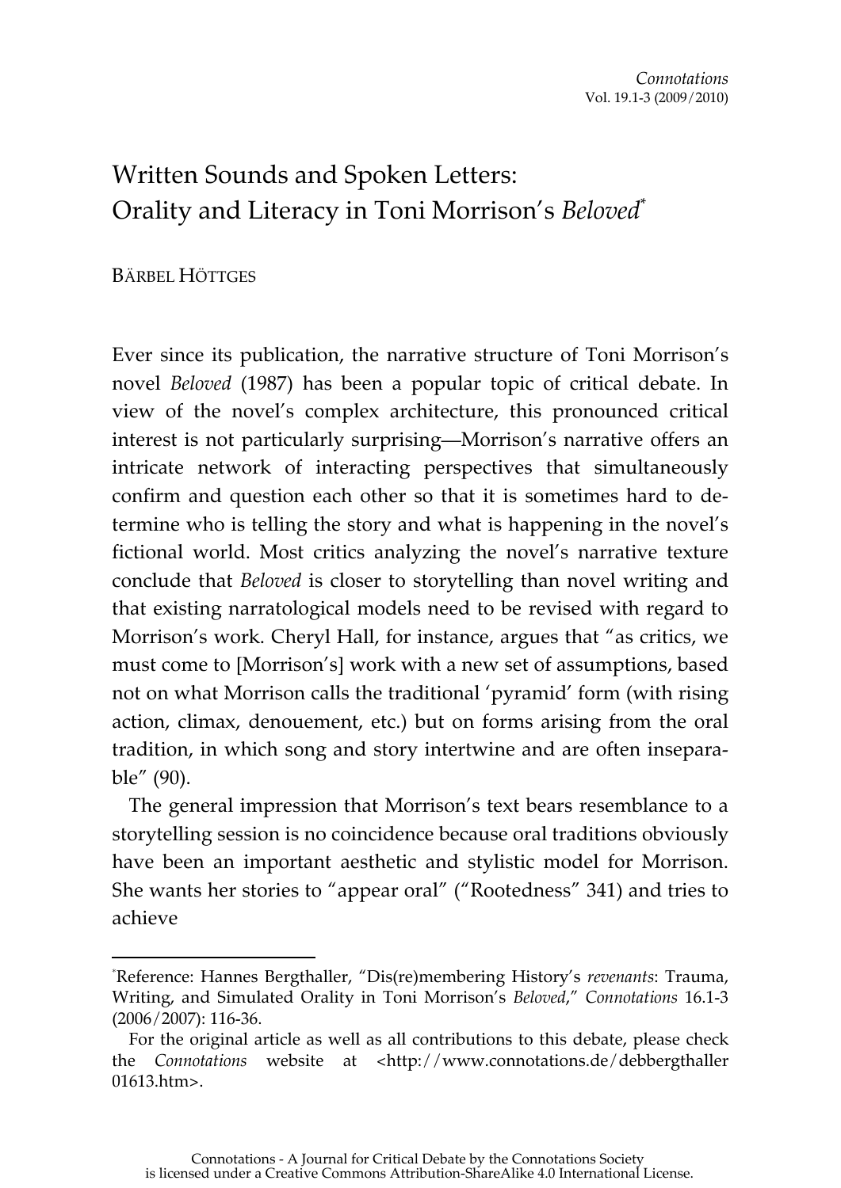# Written Sounds and Spoken Letters: Orality and Literacy in Toni Morrison's *Beloved*[*]

BÄRBEL HÖTTGES

Ever since its publication, the narrative structure of Toni Morrison's novel *Beloved* (1987) has been a popular topic of critical debate. In view of the novel's complex architecture, this pronounced critical interest is not particularly surprising—Morrison's narrative offers an intricate network of interacting perspectives that simultaneously confirm and question each other so that it is sometimes hard to determine who is telling the story and what is happening in the novel's fictional world. Most critics analyzing the novel's narrative texture conclude that *Beloved* is closer to storytelling than novel writing and that existing narratological models need to be revised with regard to Morrison's work. Cheryl Hall, for instance, argues that "as critics, we must come to [Morrison's] work with a new set of assumptions, based not on what Morrison calls the traditional 'pyramid' form (with rising action, climax, denouement, etc.) but on forms arising from the oral tradition, in which song and story intertwine and are often inseparable" (90).

The general impression that Morrison's text bears resemblance to a storytelling session is no coincidence because oral traditions obviously have been an important aesthetic and stylistic model for Morrison. She wants her stories to "appear oral" ("Rootedness" 341) and tries to achieve

---

[*]Reference: Hannes Bergthaller, "Dis(re)membering History's *revenants*: Trauma, Writing, and Simulated Orality in Toni Morrison's *Beloved*," *Connotations* 16.1-3 (2006/2007): 116-36.

For the original article as well as all contributions to this debate, please check the *Connotations* website at <http://www.connotations.de/debbergthaller01613.htm>.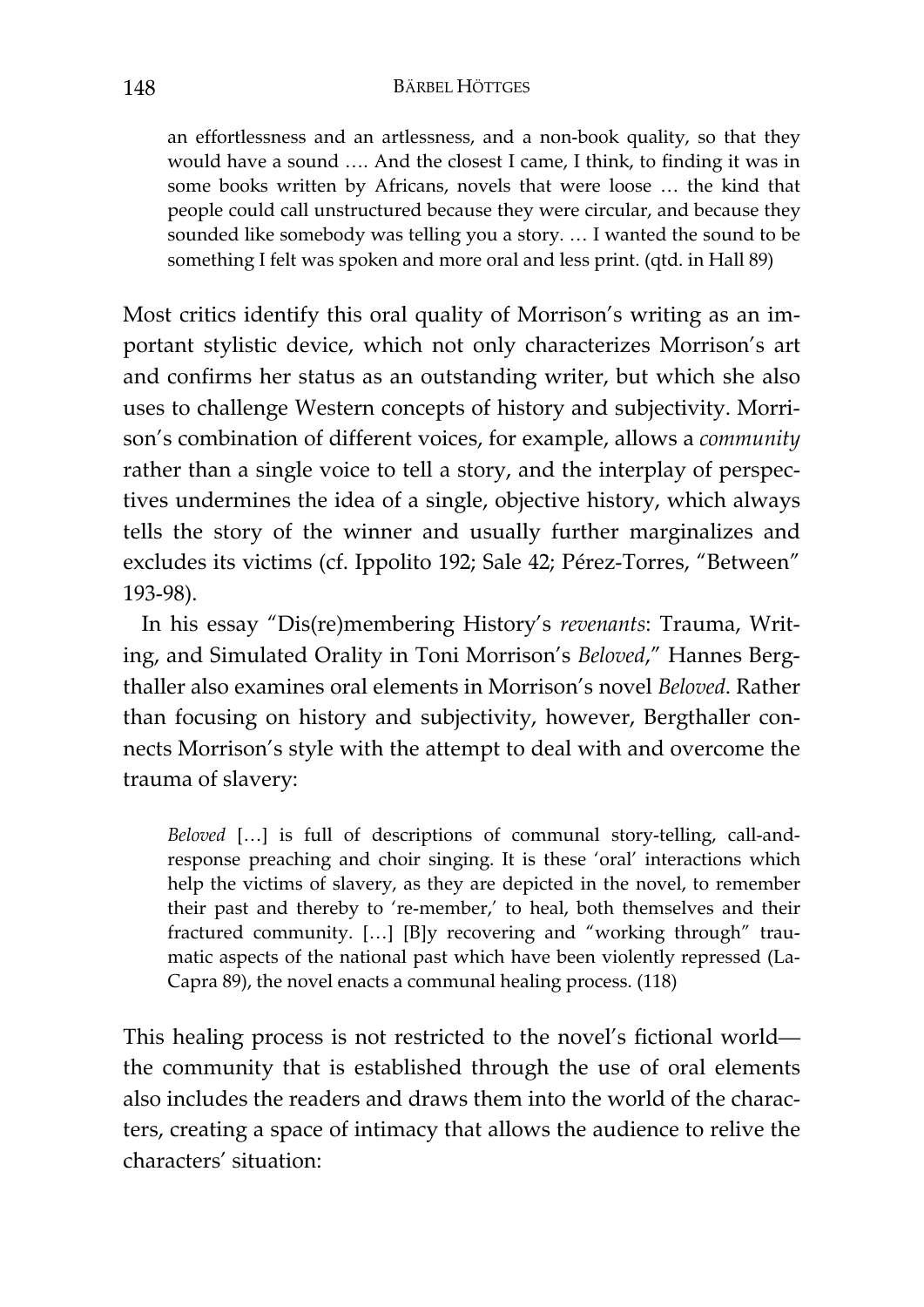> an effortlessness and an artlessness, and a non-book quality, so that they would have a sound …. And the closest I came, I think, to finding it was in some books written by Africans, novels that were loose … the kind that people could call unstructured because they were circular, and because they sounded like somebody was telling you a story. … I wanted the sound to be something I felt was spoken and more oral and less print. (qtd. in Hall 89)

Most critics identify this oral quality of Morrison's writing as an important stylistic device, which not only characterizes Morrison's art and confirms her status as an outstanding writer, but which she also uses to challenge Western concepts of history and subjectivity. Morrison's combination of different voices, for example, allows a *community* rather than a single voice to tell a story, and the interplay of perspectives undermines the idea of a single, objective history, which always tells the story of the winner and usually further marginalizes and excludes its victims (cf. Ippolito 192; Sale 42; Pérez-Torres, "Between" 193-98).

In his essay "Dis(re)membering History's *revenants*: Trauma, Writing, and Simulated Orality in Toni Morrison's *Beloved*," Hannes Bergthaller also examines oral elements in Morrison's novel *Beloved*. Rather than focusing on history and subjectivity, however, Bergthaller connects Morrison's style with the attempt to deal with and overcome the trauma of slavery:

> *Beloved* […] is full of descriptions of communal story-telling, call-and-response preaching and choir singing. It is these 'oral' interactions which help the victims of slavery, as they are depicted in the novel, to remember their past and thereby to 're-member,' to heal, both themselves and their fractured community. […] [B]y recovering and "working through" traumatic aspects of the national past which have been violently repressed (LaCapra 89), the novel enacts a communal healing process. (118)

This healing process is not restricted to the novel's fictional world—the community that is established through the use of oral elements also includes the readers and draws them into the world of the characters, creating a space of intimacy that allows the audience to relive the characters' situation: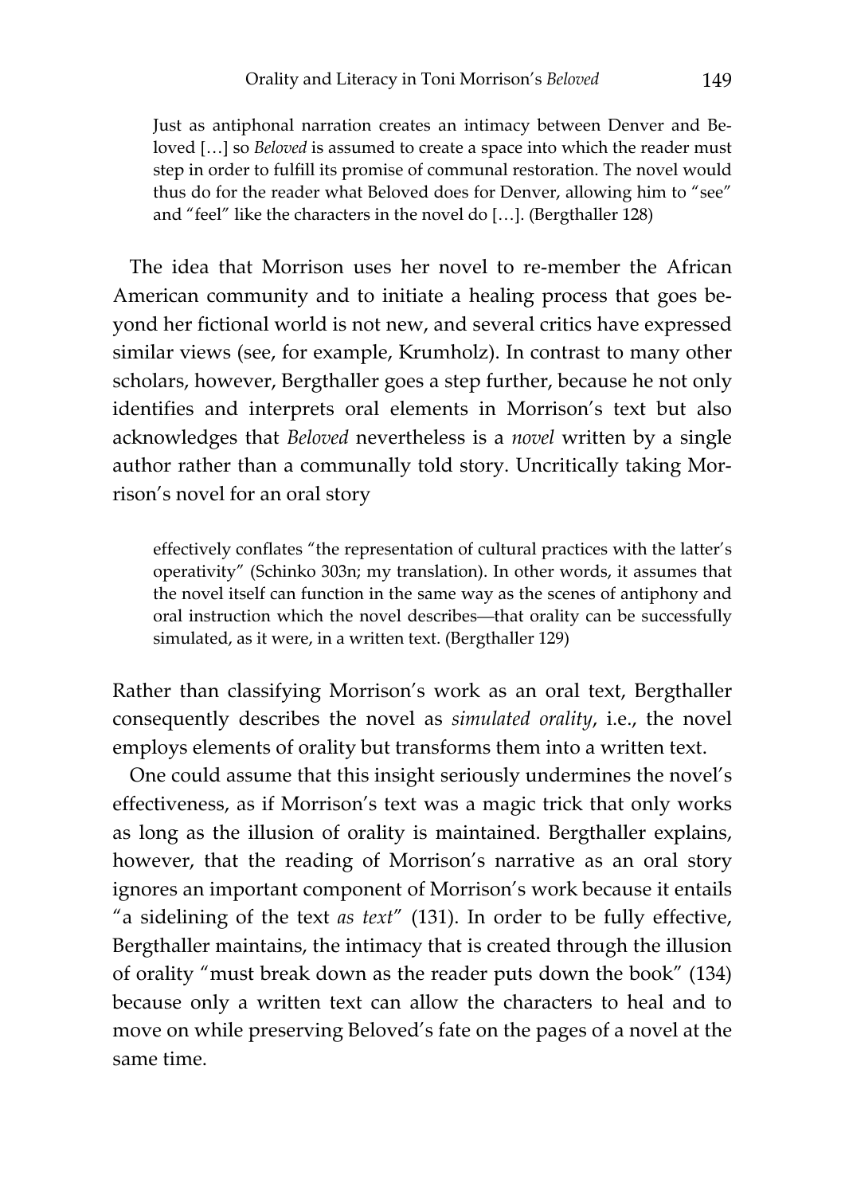> Just as antiphonal narration creates an intimacy between Denver and Beloved […] so *Beloved* is assumed to create a space into which the reader must step in order to fulfill its promise of communal restoration. The novel would thus do for the reader what Beloved does for Denver, allowing him to "see" and "feel" like the characters in the novel do […]. (Bergthaller 128)

The idea that Morrison uses her novel to re-member the African American community and to initiate a healing process that goes beyond her fictional world is not new, and several critics have expressed similar views (see, for example, Krumholz). In contrast to many other scholars, however, Bergthaller goes a step further, because he not only identifies and interprets oral elements in Morrison's text but also acknowledges that *Beloved* nevertheless is a *novel* written by a single author rather than a communally told story. Uncritically taking Morrison's novel for an oral story

> effectively conflates "the representation of cultural practices with the latter's operativity" (Schinko 303n; my translation). In other words, it assumes that the novel itself can function in the same way as the scenes of antiphony and oral instruction which the novel describes—that orality can be successfully simulated, as it were, in a written text. (Bergthaller 129)

Rather than classifying Morrison's work as an oral text, Bergthaller consequently describes the novel as *simulated orality*, i.e., the novel employs elements of orality but transforms them into a written text.

One could assume that this insight seriously undermines the novel's effectiveness, as if Morrison's text was a magic trick that only works as long as the illusion of orality is maintained. Bergthaller explains, however, that the reading of Morrison's narrative as an oral story ignores an important component of Morrison's work because it entails "a sidelining of the text *as text*" (131). In order to be fully effective, Bergthaller maintains, the intimacy that is created through the illusion of orality "must break down as the reader puts down the book" (134) because only a written text can allow the characters to heal and to move on while preserving Beloved's fate on the pages of a novel at the same time.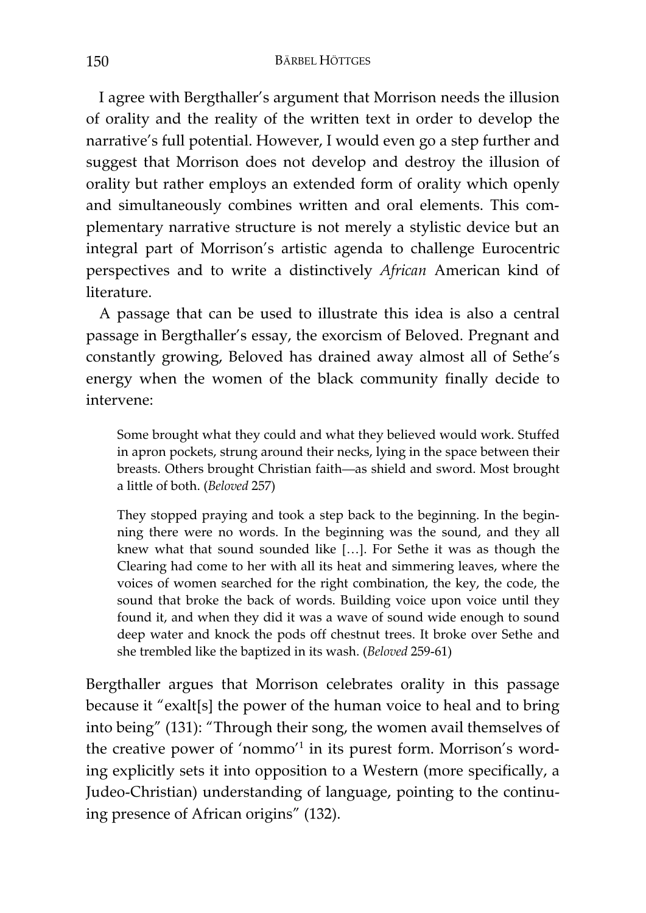I agree with Bergthaller's argument that Morrison needs the illusion of orality and the reality of the written text in order to develop the narrative's full potential. However, I would even go a step further and suggest that Morrison does not develop and destroy the illusion of orality but rather employs an extended form of orality which openly and simultaneously combines written and oral elements. This complementary narrative structure is not merely a stylistic device but an integral part of Morrison's artistic agenda to challenge Eurocentric perspectives and to write a distinctively *African* American kind of literature.

A passage that can be used to illustrate this idea is also a central passage in Bergthaller's essay, the exorcism of Beloved. Pregnant and constantly growing, Beloved has drained away almost all of Sethe's energy when the women of the black community finally decide to intervene:

> Some brought what they could and what they believed would work. Stuffed in apron pockets, strung around their necks, lying in the space between their breasts. Others brought Christian faith—as shield and sword. Most brought a little of both. (*Beloved* 257)

> They stopped praying and took a step back to the beginning. In the beginning there were no words. In the beginning was the sound, and they all knew what that sound sounded like […]. For Sethe it was as though the Clearing had come to her with all its heat and simmering leaves, where the voices of women searched for the right combination, the key, the code, the sound that broke the back of words. Building voice upon voice until they found it, and when they did it was a wave of sound wide enough to sound deep water and knock the pods off chestnut trees. It broke over Sethe and she trembled like the baptized in its wash. (*Beloved* 259-61)

Bergthaller argues that Morrison celebrates orality in this passage because it "exalt[s] the power of the human voice to heal and to bring into being" (131): "Through their song, the women avail themselves of the creative power of 'nommo'[1] in its purest form. Morrison's wording explicitly sets it into opposition to a Western (more specifically, a Judeo-Christian) understanding of language, pointing to the continuing presence of African origins" (132).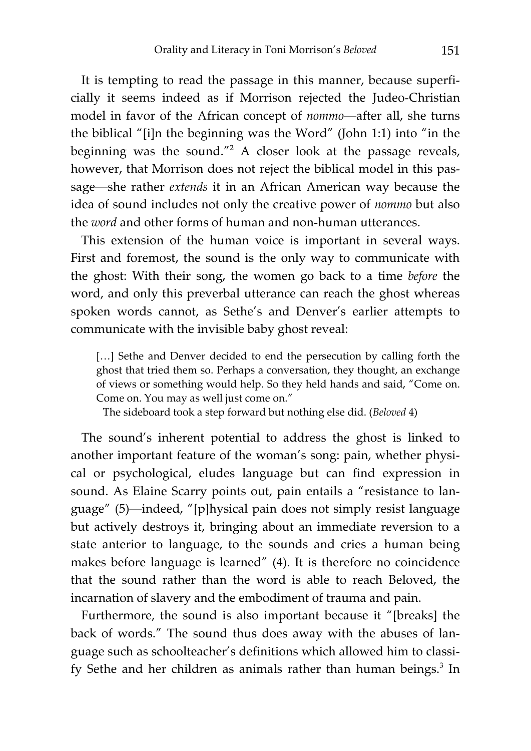It is tempting to read the passage in this manner, because superficially it seems indeed as if Morrison rejected the Judeo-Christian model in favor of the African concept of *nommo*—after all, she turns the biblical "[i]n the beginning was the Word" (John 1:1) into "in the beginning was the sound."[2] A closer look at the passage reveals, however, that Morrison does not reject the biblical model in this passage—she rather *extends* it in an African American way because the idea of sound includes not only the creative power of *nommo* but also the *word* and other forms of human and non-human utterances.

This extension of the human voice is important in several ways. First and foremost, the sound is the only way to communicate with the ghost: With their song, the women go back to a time *before* the word, and only this preverbal utterance can reach the ghost whereas spoken words cannot, as Sethe's and Denver's earlier attempts to communicate with the invisible baby ghost reveal:

> […] Sethe and Denver decided to end the persecution by calling forth the ghost that tried them so. Perhaps a conversation, they thought, an exchange of views or something would help. So they held hands and said, "Come on. Come on. You may as well just come on."
>
> The sideboard took a step forward but nothing else did. (*Beloved* 4)

The sound's inherent potential to address the ghost is linked to another important feature of the woman's song: pain, whether physical or psychological, eludes language but can find expression in sound. As Elaine Scarry points out, pain entails a "resistance to language" (5)—indeed, "[p]hysical pain does not simply resist language but actively destroys it, bringing about an immediate reversion to a state anterior to language, to the sounds and cries a human being makes before language is learned" (4). It is therefore no coincidence that the sound rather than the word is able to reach Beloved, the incarnation of slavery and the embodiment of trauma and pain.

Furthermore, the sound is also important because it "[breaks] the back of words." The sound thus does away with the abuses of language such as schoolteacher's definitions which allowed him to classify Sethe and her children as animals rather than human beings.[3] In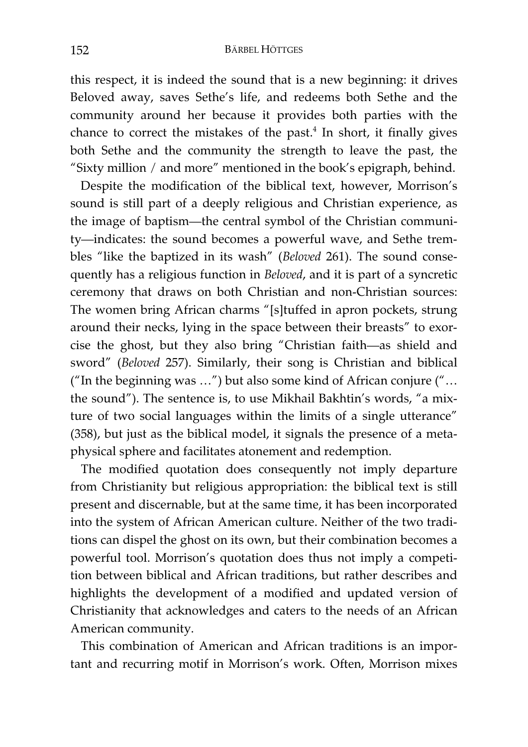this respect, it is indeed the sound that is a new beginning: it drives Beloved away, saves Sethe's life, and redeems both Sethe and the community around her because it provides both parties with the chance to correct the mistakes of the past.[4] In short, it finally gives both Sethe and the community the strength to leave the past, the "Sixty million / and more" mentioned in the book's epigraph, behind.

Despite the modification of the biblical text, however, Morrison's sound is still part of a deeply religious and Christian experience, as the image of baptism—the central symbol of the Christian community—indicates: the sound becomes a powerful wave, and Sethe trembles "like the baptized in its wash" (*Beloved* 261). The sound consequently has a religious function in *Beloved*, and it is part of a syncretic ceremony that draws on both Christian and non-Christian sources: The women bring African charms "[s]tuffed in apron pockets, strung around their necks, lying in the space between their breasts" to exorcise the ghost, but they also bring "Christian faith—as shield and sword" (*Beloved* 257). Similarly, their song is Christian and biblical ("In the beginning was …") but also some kind of African conjure ("… the sound"). The sentence is, to use Mikhail Bakhtin's words, "a mixture of two social languages within the limits of a single utterance" (358), but just as the biblical model, it signals the presence of a metaphysical sphere and facilitates atonement and redemption.

The modified quotation does consequently not imply departure from Christianity but religious appropriation: the biblical text is still present and discernable, but at the same time, it has been incorporated into the system of African American culture. Neither of the two traditions can dispel the ghost on its own, but their combination becomes a powerful tool. Morrison's quotation does thus not imply a competition between biblical and African traditions, but rather describes and highlights the development of a modified and updated version of Christianity that acknowledges and caters to the needs of an African American community.

This combination of American and African traditions is an important and recurring motif in Morrison's work. Often, Morrison mixes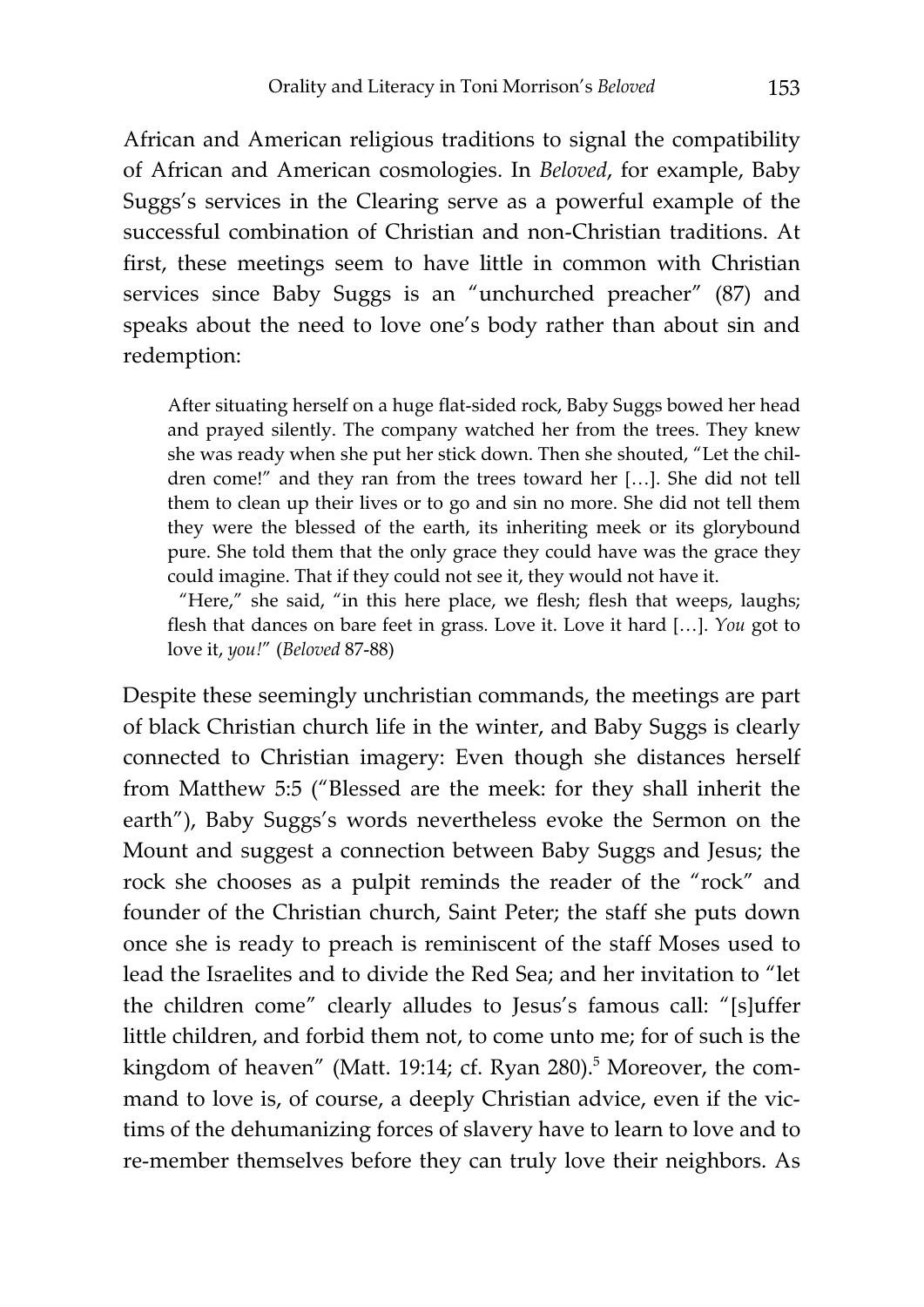African and American religious traditions to signal the compatibility of African and American cosmologies. In *Beloved*, for example, Baby Suggs's services in the Clearing serve as a powerful example of the successful combination of Christian and non-Christian traditions. At first, these meetings seem to have little in common with Christian services since Baby Suggs is an "unchurched preacher" (87) and speaks about the need to love one's body rather than about sin and redemption:

> After situating herself on a huge flat-sided rock, Baby Suggs bowed her head and prayed silently. The company watched her from the trees. They knew she was ready when she put her stick down. Then she shouted, "Let the children come!" and they ran from the trees toward her […]. She did not tell them to clean up their lives or to go and sin no more. She did not tell them they were the blessed of the earth, its inheriting meek or its glorybound pure. She told them that the only grace they could have was the grace they could imagine. That if they could not see it, they would not have it.
>
> "Here," she said, "in this here place, we flesh; flesh that weeps, laughs; flesh that dances on bare feet in grass. Love it. Love it hard […]. *You* got to love it, *you!*" (*Beloved* 87-88)

Despite these seemingly unchristian commands, the meetings are part of black Christian church life in the winter, and Baby Suggs is clearly connected to Christian imagery: Even though she distances herself from Matthew 5:5 ("Blessed are the meek: for they shall inherit the earth"), Baby Suggs's words nevertheless evoke the Sermon on the Mount and suggest a connection between Baby Suggs and Jesus; the rock she chooses as a pulpit reminds the reader of the "rock" and founder of the Christian church, Saint Peter; the staff she puts down once she is ready to preach is reminiscent of the staff Moses used to lead the Israelites and to divide the Red Sea; and her invitation to "let the children come" clearly alludes to Jesus's famous call: "[s]uffer little children, and forbid them not, to come unto me; for of such is the kingdom of heaven" (Matt. 19:14; cf. Ryan 280).[5] Moreover, the command to love is, of course, a deeply Christian advice, even if the victims of the dehumanizing forces of slavery have to learn to love and to re-member themselves before they can truly love their neighbors. As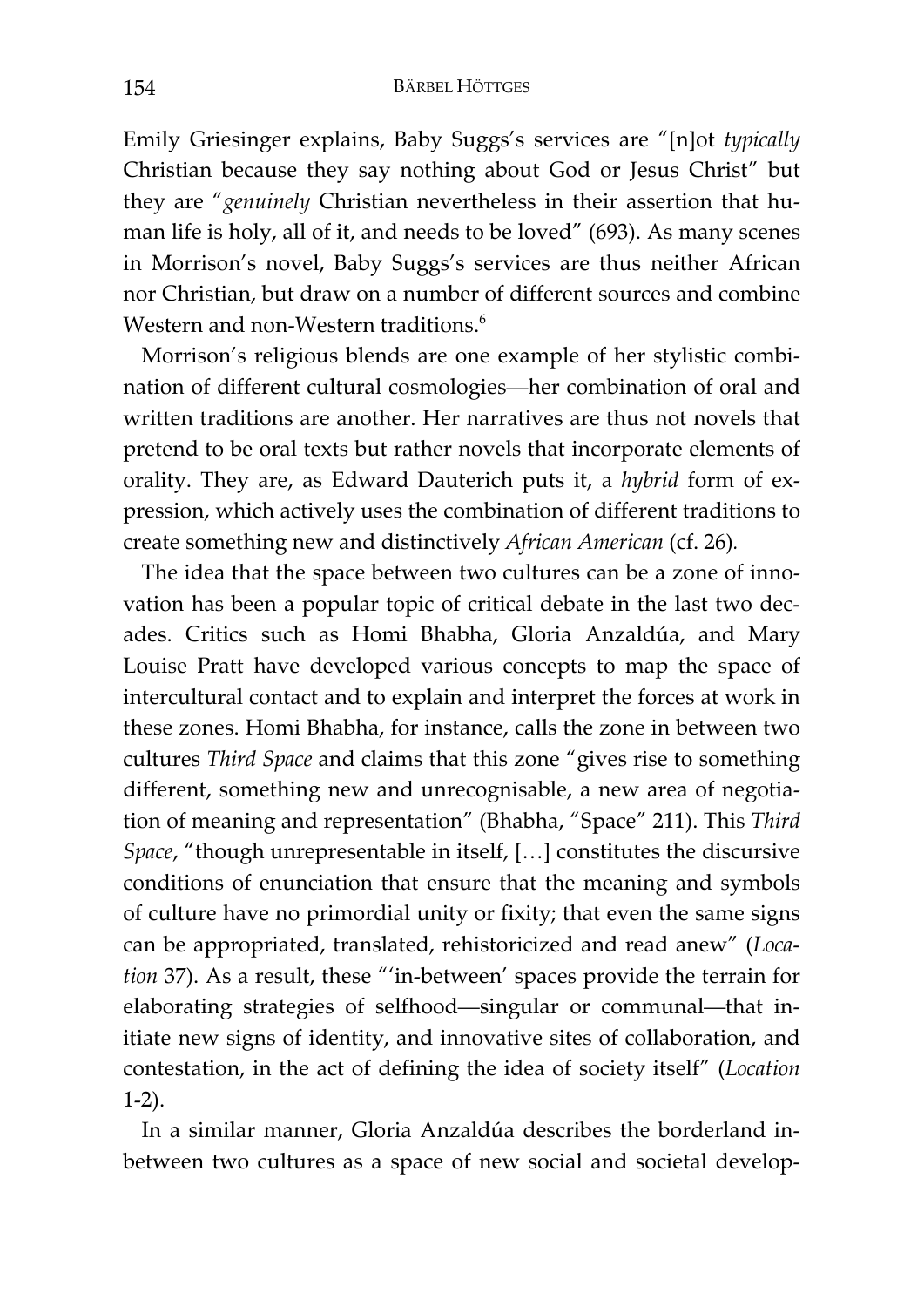Emily Griesinger explains, Baby Suggs's services are "[n]ot *typically* Christian because they say nothing about God or Jesus Christ" but they are "*genuinely* Christian nevertheless in their assertion that human life is holy, all of it, and needs to be loved" (693). As many scenes in Morrison's novel, Baby Suggs's services are thus neither African nor Christian, but draw on a number of different sources and combine Western and non-Western traditions.[6]

Morrison's religious blends are one example of her stylistic combination of different cultural cosmologies—her combination of oral and written traditions are another. Her narratives are thus not novels that pretend to be oral texts but rather novels that incorporate elements of orality. They are, as Edward Dauterich puts it, a *hybrid* form of expression, which actively uses the combination of different traditions to create something new and distinctively *African American* (cf. 26).

The idea that the space between two cultures can be a zone of innovation has been a popular topic of critical debate in the last two decades. Critics such as Homi Bhabha, Gloria Anzaldúa, and Mary Louise Pratt have developed various concepts to map the space of intercultural contact and to explain and interpret the forces at work in these zones. Homi Bhabha, for instance, calls the zone in between two cultures *Third Space* and claims that this zone "gives rise to something different, something new and unrecognisable, a new area of negotiation of meaning and representation" (Bhabha, "Space" 211). This *Third Space*, "though unrepresentable in itself, […] constitutes the discursive conditions of enunciation that ensure that the meaning and symbols of culture have no primordial unity or fixity; that even the same signs can be appropriated, translated, rehistoricized and read anew" (*Location* 37). As a result, these "'in-between' spaces provide the terrain for elaborating strategies of selfhood—singular or communal—that initiate new signs of identity, and innovative sites of collaboration, and contestation, in the act of defining the idea of society itself" (*Location* 1-2).

In a similar manner, Gloria Anzaldúa describes the borderland in-between two cultures as a space of new social and societal develop-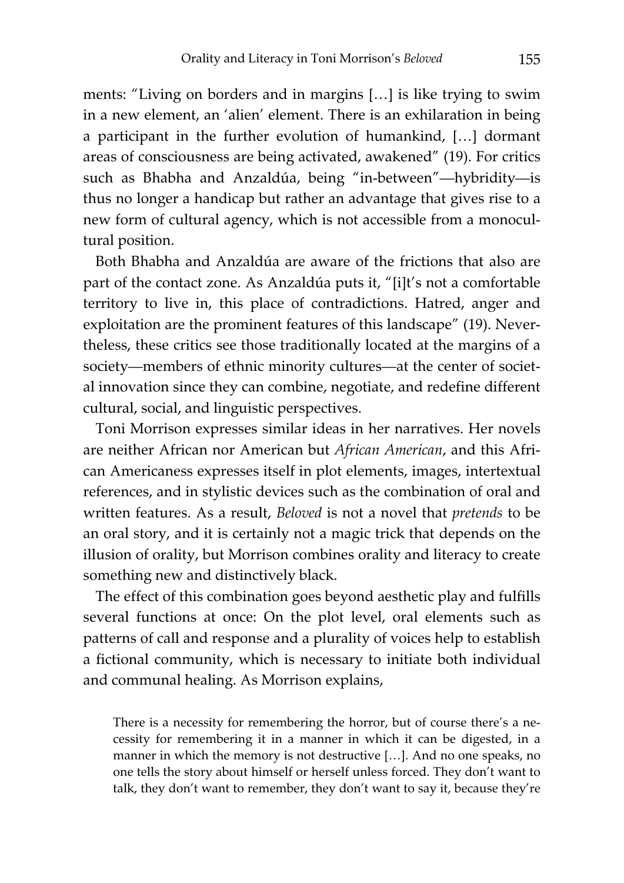ments: "Living on borders and in margins […] is like trying to swim in a new element, an 'alien' element. There is an exhilaration in being a participant in the further evolution of humankind, […] dormant areas of consciousness are being activated, awakened" (19). For critics such as Bhabha and Anzaldúa, being "in-between"—hybridity—is thus no longer a handicap but rather an advantage that gives rise to a new form of cultural agency, which is not accessible from a monocultural position.

Both Bhabha and Anzaldúa are aware of the frictions that also are part of the contact zone. As Anzaldúa puts it, "[i]t's not a comfortable territory to live in, this place of contradictions. Hatred, anger and exploitation are the prominent features of this landscape" (19). Nevertheless, these critics see those traditionally located at the margins of a society—members of ethnic minority cultures—at the center of societal innovation since they can combine, negotiate, and redefine different cultural, social, and linguistic perspectives.

Toni Morrison expresses similar ideas in her narratives. Her novels are neither African nor American but *African American*, and this African Americaness expresses itself in plot elements, images, intertextual references, and in stylistic devices such as the combination of oral and written features. As a result, *Beloved* is not a novel that *pretends* to be an oral story, and it is certainly not a magic trick that depends on the illusion of orality, but Morrison combines orality and literacy to create something new and distinctively black.

The effect of this combination goes beyond aesthetic play and fulfills several functions at once: On the plot level, oral elements such as patterns of call and response and a plurality of voices help to establish a fictional community, which is necessary to initiate both individual and communal healing. As Morrison explains,

> There is a necessity for remembering the horror, but of course there's a necessity for remembering it in a manner in which it can be digested, in a manner in which the memory is not destructive […]. And no one speaks, no one tells the story about himself or herself unless forced. They don't want to talk, they don't want to remember, they don't want to say it, because they're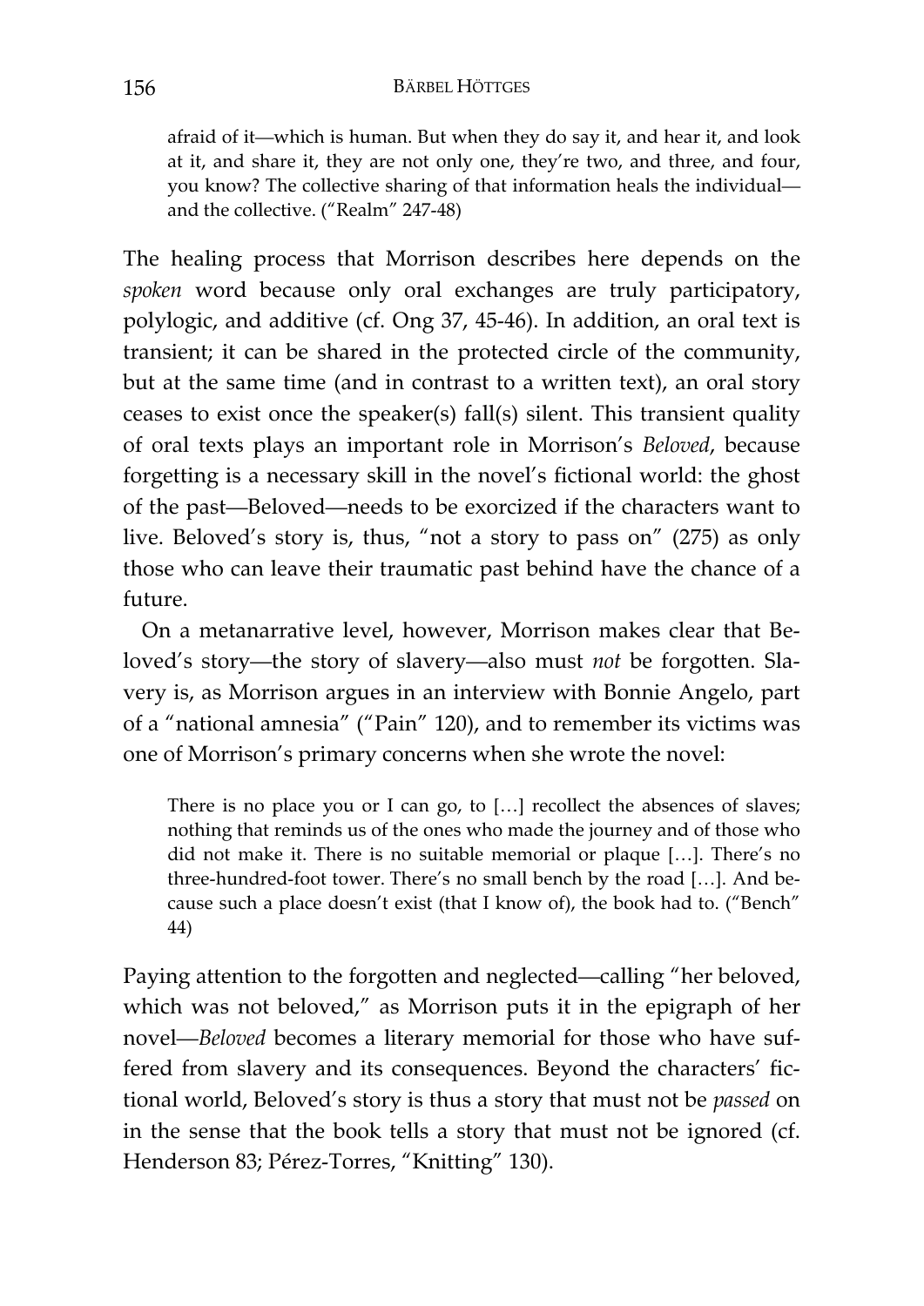> afraid of it—which is human. But when they do say it, and hear it, and look at it, and share it, they are not only one, they're two, and three, and four, you know? The collective sharing of that information heals the individual—and the collective. ("Realm" 247-48)

The healing process that Morrison describes here depends on the *spoken* word because only oral exchanges are truly participatory, polylogic, and additive (cf. Ong 37, 45-46). In addition, an oral text is transient; it can be shared in the protected circle of the community, but at the same time (and in contrast to a written text), an oral story ceases to exist once the speaker(s) fall(s) silent. This transient quality of oral texts plays an important role in Morrison's *Beloved*, because forgetting is a necessary skill in the novel's fictional world: the ghost of the past—Beloved—needs to be exorcized if the characters want to live. Beloved's story is, thus, "not a story to pass on" (275) as only those who can leave their traumatic past behind have the chance of a future.

On a metanarrative level, however, Morrison makes clear that Beloved's story—the story of slavery—also must *not* be forgotten. Slavery is, as Morrison argues in an interview with Bonnie Angelo, part of a "national amnesia" ("Pain" 120), and to remember its victims was one of Morrison's primary concerns when she wrote the novel:

> There is no place you or I can go, to […] recollect the absences of slaves; nothing that reminds us of the ones who made the journey and of those who did not make it. There is no suitable memorial or plaque […]. There's no three-hundred-foot tower. There's no small bench by the road […]. And because such a place doesn't exist (that I know of), the book had to. ("Bench" 44)

Paying attention to the forgotten and neglected—calling "her beloved, which was not beloved," as Morrison puts it in the epigraph of her novel—*Beloved* becomes a literary memorial for those who have suffered from slavery and its consequences. Beyond the characters' fictional world, Beloved's story is thus a story that must not be *passed* on in the sense that the book tells a story that must not be ignored (cf. Henderson 83; Pérez-Torres, "Knitting" 130).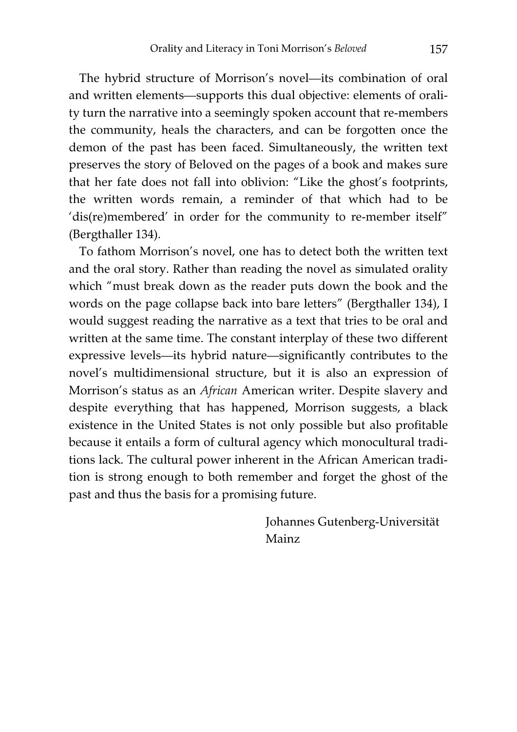The hybrid structure of Morrison's novel—its combination of oral and written elements—supports this dual objective: elements of orality turn the narrative into a seemingly spoken account that re-members the community, heals the characters, and can be forgotten once the demon of the past has been faced. Simultaneously, the written text preserves the story of Beloved on the pages of a book and makes sure that her fate does not fall into oblivion: "Like the ghost's footprints, the written words remain, a reminder of that which had to be 'dis(re)membered' in order for the community to re-member itself" (Bergthaller 134).

To fathom Morrison's novel, one has to detect both the written text and the oral story. Rather than reading the novel as simulated orality which "must break down as the reader puts down the book and the words on the page collapse back into bare letters" (Bergthaller 134), I would suggest reading the narrative as a text that tries to be oral and written at the same time. The constant interplay of these two different expressive levels—its hybrid nature—significantly contributes to the novel's multidimensional structure, but it is also an expression of Morrison's status as an *African* American writer. Despite slavery and despite everything that has happened, Morrison suggests, a black existence in the United States is not only possible but also profitable because it entails a form of cultural agency which monocultural traditions lack. The cultural power inherent in the African American tradition is strong enough to both remember and forget the ghost of the past and thus the basis for a promising future.

Johannes Gutenberg-Universität
Mainz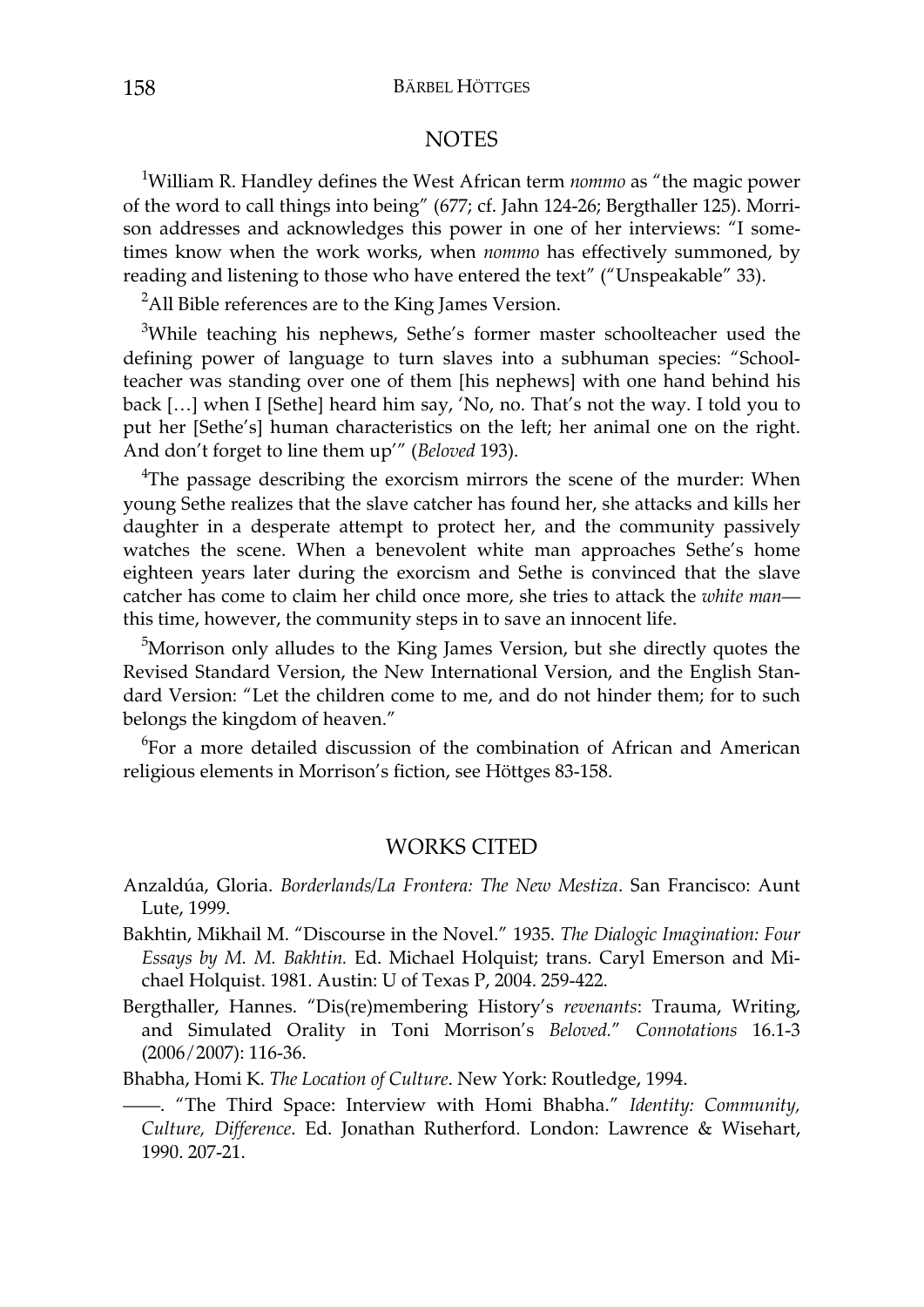## NOTES

[1]William R. Handley defines the West African term *nommo* as "the magic power of the word to call things into being" (677; cf. Jahn 124-26; Bergthaller 125). Morrison addresses and acknowledges this power in one of her interviews: "I sometimes know when the work works, when *nommo* has effectively summoned, by reading and listening to those who have entered the text" ("Unspeakable" 33).

[2]All Bible references are to the King James Version.

[3]While teaching his nephews, Sethe's former master schoolteacher used the defining power of language to turn slaves into a subhuman species: "Schoolteacher was standing over one of them [his nephews] with one hand behind his back […] when I [Sethe] heard him say, 'No, no. That's not the way. I told you to put her [Sethe's] human characteristics on the left; her animal one on the right. And don't forget to line them up'" (*Beloved* 193).

[4]The passage describing the exorcism mirrors the scene of the murder: When young Sethe realizes that the slave catcher has found her, she attacks and kills her daughter in a desperate attempt to protect her, and the community passively watches the scene. When a benevolent white man approaches Sethe's home eighteen years later during the exorcism and Sethe is convinced that the slave catcher has come to claim her child once more, she tries to attack the *white man*—this time, however, the community steps in to save an innocent life.

[5]Morrison only alludes to the King James Version, but she directly quotes the Revised Standard Version, the New International Version, and the English Standard Version: "Let the children come to me, and do not hinder them; for to such belongs the kingdom of heaven."

[6]For a more detailed discussion of the combination of African and American religious elements in Morrison's fiction, see Höttges 83-158.

## WORKS CITED

Anzaldúa, Gloria. *Borderlands/La Frontera: The New Mestiza*. San Francisco: Aunt Lute, 1999.

Bakhtin, Mikhail M. "Discourse in the Novel." 1935. *The Dialogic Imagination: Four Essays by M. M. Bakhtin.* Ed. Michael Holquist; trans. Caryl Emerson and Michael Holquist. 1981. Austin: U of Texas P, 2004. 259-422.

Bergthaller, Hannes. "Dis(re)membering History's *revenants*: Trauma, Writing, and Simulated Orality in Toni Morrison's *Beloved.*" *Connotations* 16.1-3 (2006/2007): 116-36.

Bhabha, Homi K. *The Location of Culture*. New York: Routledge, 1994.

——. "The Third Space: Interview with Homi Bhabha." *Identity: Community, Culture, Difference*. Ed. Jonathan Rutherford. London: Lawrence & Wisehart, 1990. 207-21.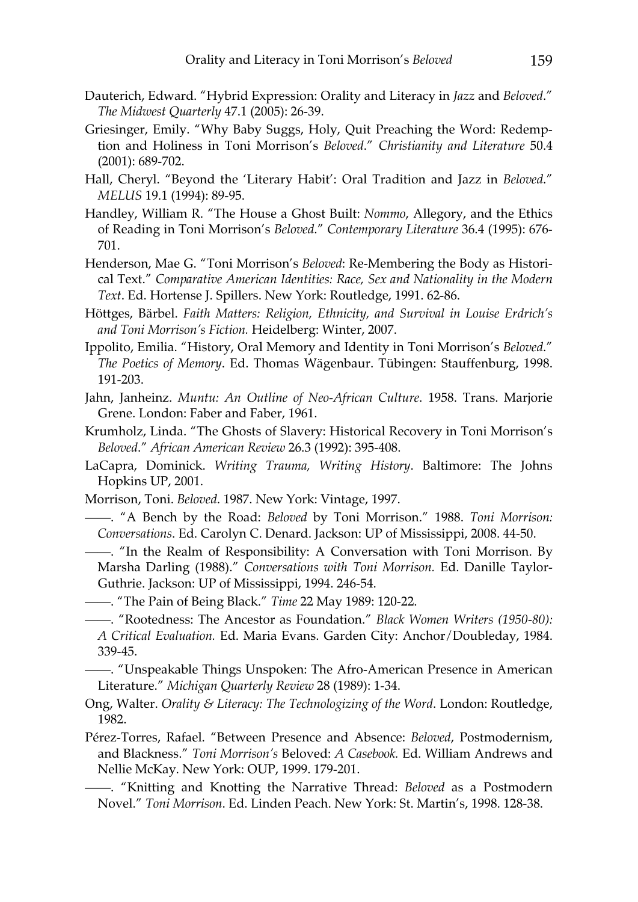Dauterich, Edward. "Hybrid Expression: Orality and Literacy in *Jazz* and *Beloved*." *The Midwest Quarterly* 47.1 (2005): 26-39.

Griesinger, Emily. "Why Baby Suggs, Holy, Quit Preaching the Word: Redemption and Holiness in Toni Morrison's *Beloved*." *Christianity and Literature* 50.4 (2001): 689-702.

Hall, Cheryl. "Beyond the 'Literary Habit': Oral Tradition and Jazz in *Beloved*." *MELUS* 19.1 (1994): 89-95.

Handley, William R. "The House a Ghost Built: *Nommo*, Allegory, and the Ethics of Reading in Toni Morrison's *Beloved*." *Contemporary Literature* 36.4 (1995): 676-701.

Henderson, Mae G. "Toni Morrison's *Beloved*: Re-Membering the Body as Historical Text." *Comparative American Identities: Race, Sex and Nationality in the Modern Text*. Ed. Hortense J. Spillers. New York: Routledge, 1991. 62-86.

Höttges, Bärbel. *Faith Matters: Religion, Ethnicity, and Survival in Louise Erdrich's and Toni Morrison's Fiction.* Heidelberg: Winter, 2007.

Ippolito, Emilia. "History, Oral Memory and Identity in Toni Morrison's *Beloved*." *The Poetics of Memory*. Ed. Thomas Wägenbaur. Tübingen: Stauffenburg, 1998. 191-203.

Jahn, Janheinz. *Muntu: An Outline of Neo-African Culture*. 1958. Trans. Marjorie Grene. London: Faber and Faber, 1961.

Krumholz, Linda. "The Ghosts of Slavery: Historical Recovery in Toni Morrison's *Beloved*." *African American Review* 26.3 (1992): 395-408.

LaCapra, Dominick. *Writing Trauma, Writing History*. Baltimore: The Johns Hopkins UP, 2001.

Morrison, Toni. *Beloved*. 1987. New York: Vintage, 1997.

——. "A Bench by the Road: *Beloved* by Toni Morrison." 1988. *Toni Morrison: Conversations*. Ed. Carolyn C. Denard. Jackson: UP of Mississippi, 2008. 44-50.

——. "In the Realm of Responsibility: A Conversation with Toni Morrison. By Marsha Darling (1988)." *Conversations with Toni Morrison.* Ed. Danille Taylor-Guthrie. Jackson: UP of Mississippi, 1994. 246-54.

——. "The Pain of Being Black." *Time* 22 May 1989: 120-22.

——. "Rootedness: The Ancestor as Foundation." *Black Women Writers (1950-80): A Critical Evaluation.* Ed. Maria Evans. Garden City: Anchor/Doubleday, 1984. 339-45.

——. "Unspeakable Things Unspoken: The Afro-American Presence in American Literature." *Michigan Quarterly Review* 28 (1989): 1-34.

Ong, Walter. *Orality & Literacy: The Technologizing of the Word*. London: Routledge, 1982.

Pérez-Torres, Rafael. "Between Presence and Absence: *Beloved*, Postmodernism, and Blackness." *Toni Morrison's* Beloved: *A Casebook.* Ed. William Andrews and Nellie McKay. New York: OUP, 1999. 179-201.

——. "Knitting and Knotting the Narrative Thread: *Beloved* as a Postmodern Novel." *Toni Morrison*. Ed. Linden Peach. New York: St. Martin's, 1998. 128-38.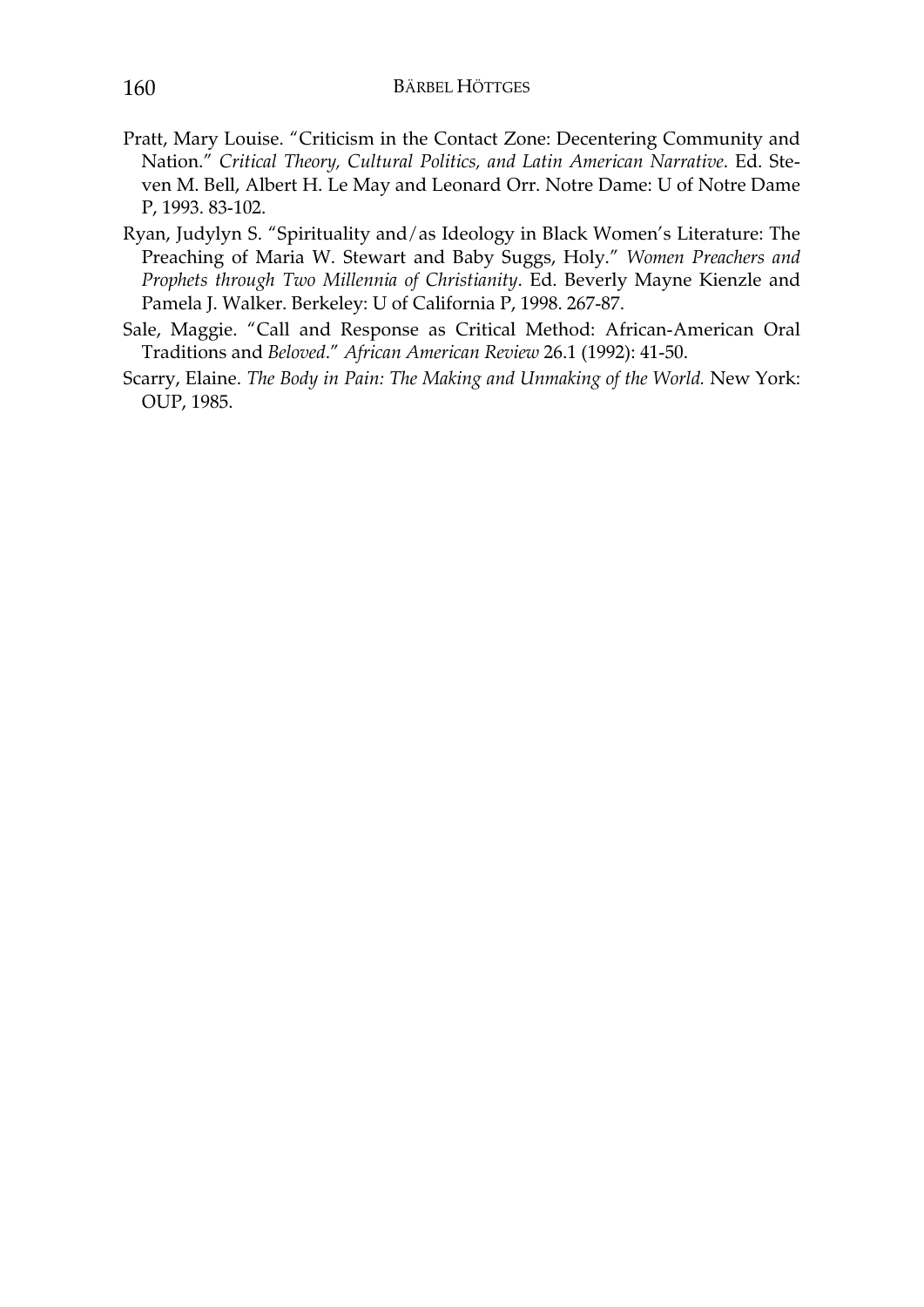Pratt, Mary Louise. "Criticism in the Contact Zone: Decentering Community and Nation." *Critical Theory, Cultural Politics, and Latin American Narrative*. Ed. Steven M. Bell, Albert H. Le May and Leonard Orr. Notre Dame: U of Notre Dame P, 1993. 83-102.

Ryan, Judylyn S. "Spirituality and/as Ideology in Black Women's Literature: The Preaching of Maria W. Stewart and Baby Suggs, Holy." *Women Preachers and Prophets through Two Millennia of Christianity*. Ed. Beverly Mayne Kienzle and Pamela J. Walker. Berkeley: U of California P, 1998. 267-87.

Sale, Maggie. "Call and Response as Critical Method: African-American Oral Traditions and *Beloved*." *African American Review* 26.1 (1992): 41-50.

Scarry, Elaine. *The Body in Pain: The Making and Unmaking of the World.* New York: OUP, 1985.